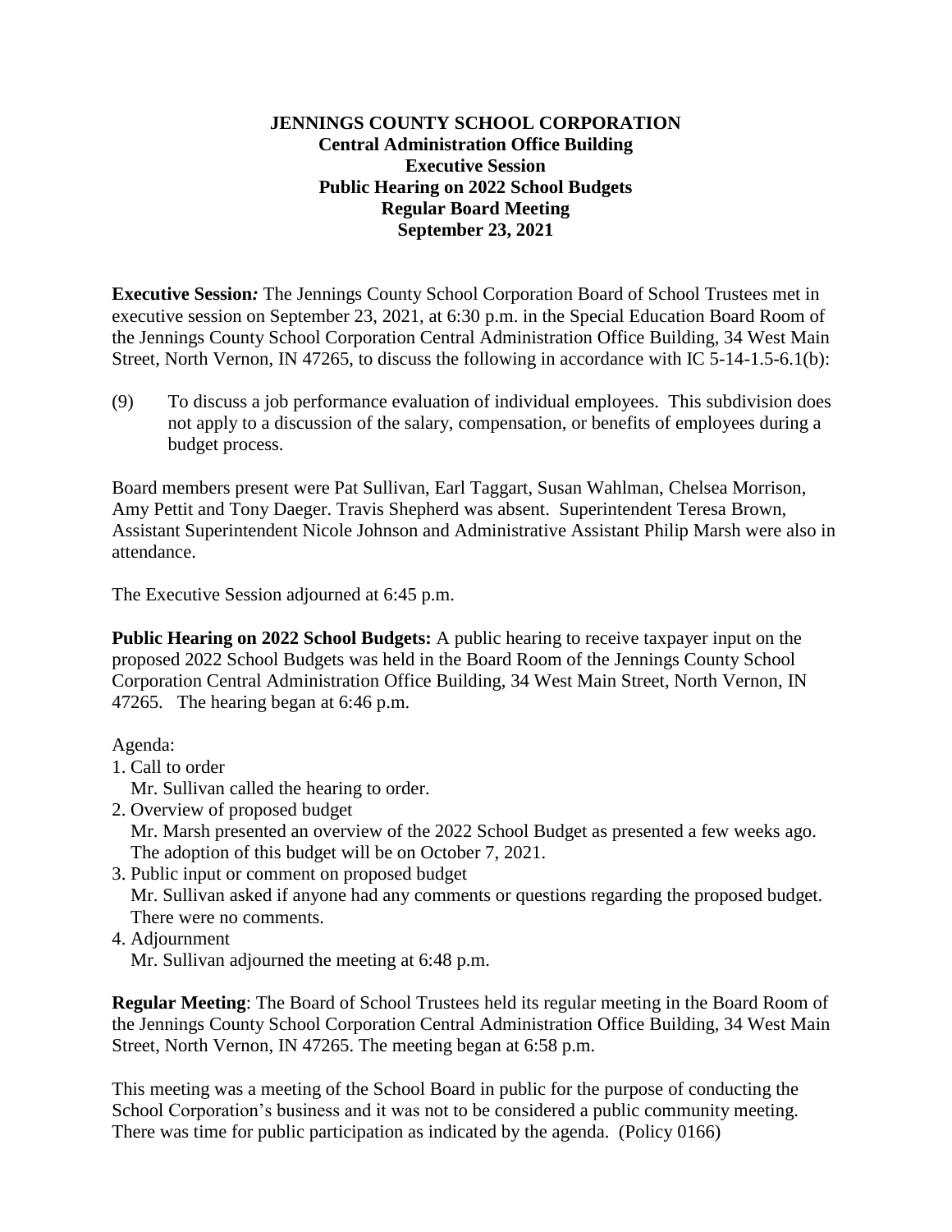**JENNINGS COUNTY SCHOOL CORPORATION**
**Central Administration Office Building**
**Executive Session**
**Public Hearing on 2022 School Budgets**
**Regular Board Meeting**
**September 23, 2021**

**Executive Session***:* The Jennings County School Corporation Board of School Trustees met in executive session on September 23, 2021, at 6:30 p.m. in the Special Education Board Room of the Jennings County School Corporation Central Administration Office Building, 34 West Main Street, North Vernon, IN 47265, to discuss the following in accordance with IC 5-14-1.5-6.1(b):

(9) To discuss a job performance evaluation of individual employees. This subdivision does not apply to a discussion of the salary, compensation, or benefits of employees during a budget process.

Board members present were Pat Sullivan, Earl Taggart, Susan Wahlman, Chelsea Morrison, Amy Pettit and Tony Daeger. Travis Shepherd was absent. Superintendent Teresa Brown, Assistant Superintendent Nicole Johnson and Administrative Assistant Philip Marsh were also in attendance.

The Executive Session adjourned at 6:45 p.m.

**Public Hearing on 2022 School Budgets:** A public hearing to receive taxpayer input on the proposed 2022 School Budgets was held in the Board Room of the Jennings County School Corporation Central Administration Office Building, 34 West Main Street, North Vernon, IN 47265. The hearing began at 6:46 p.m.

Agenda:

1. Call to order
   Mr. Sullivan called the hearing to order.
2. Overview of proposed budget
   Mr. Marsh presented an overview of the 2022 School Budget as presented a few weeks ago. The adoption of this budget will be on October 7, 2021.
3. Public input or comment on proposed budget
   Mr. Sullivan asked if anyone had any comments or questions regarding the proposed budget. There were no comments.
4. Adjournment
   Mr. Sullivan adjourned the meeting at 6:48 p.m.

**Regular Meeting**: The Board of School Trustees held its regular meeting in the Board Room of the Jennings County School Corporation Central Administration Office Building, 34 West Main Street, North Vernon, IN 47265. The meeting began at 6:58 p.m.

This meeting was a meeting of the School Board in public for the purpose of conducting the School Corporation's business and it was not to be considered a public community meeting. There was time for public participation as indicated by the agenda. (Policy 0166)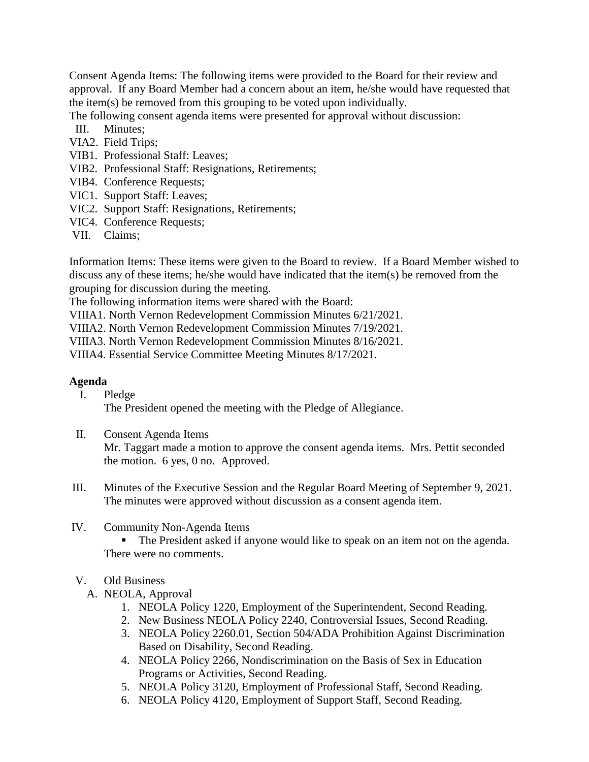Consent Agenda Items: The following items were provided to the Board for their review and approval. If any Board Member had a concern about an item, he/she would have requested that the item(s) be removed from this grouping to be voted upon individually.

The following consent agenda items were presented for approval without discussion:

- III. Minutes;
- VIA2. Field Trips;
- VIB1. Professional Staff: Leaves;
- VIB2. Professional Staff: Resignations, Retirements;
- VIB4. Conference Requests;
- VIC1. Support Staff: Leaves;
- VIC2. Support Staff: Resignations, Retirements;
- VIC4. Conference Requests;
- VII. Claims;

Information Items: These items were given to the Board to review. If a Board Member wished to discuss any of these items; he/she would have indicated that the item(s) be removed from the grouping for discussion during the meeting.

The following information items were shared with the Board:

- VIIIA1. North Vernon Redevelopment Commission Minutes 6/21/2021.
- VIIIA2. North Vernon Redevelopment Commission Minutes 7/19/2021.
- VIIIA3. North Vernon Redevelopment Commission Minutes 8/16/2021.
- VIIIA4. Essential Service Committee Meeting Minutes 8/17/2021.

**Agenda**

I. Pledge

The President opened the meeting with the Pledge of Allegiance.

II. Consent Agenda Items

Mr. Taggart made a motion to approve the consent agenda items. Mrs. Pettit seconded the motion. 6 yes, 0 no. Approved.

III. Minutes of the Executive Session and the Regular Board Meeting of September 9, 2021.

The minutes were approved without discussion as a consent agenda item.

IV. Community Non-Agenda Items

- The President asked if anyone would like to speak on an item not on the agenda. There were no comments.

V. Old Business

A. NEOLA, Approval

1. NEOLA Policy 1220, Employment of the Superintendent, Second Reading.
2. New Business NEOLA Policy 2240, Controversial Issues, Second Reading.
3. NEOLA Policy 2260.01, Section 504/ADA Prohibition Against Discrimination Based on Disability, Second Reading.
4. NEOLA Policy 2266, Nondiscrimination on the Basis of Sex in Education Programs or Activities, Second Reading.
5. NEOLA Policy 3120, Employment of Professional Staff, Second Reading.
6. NEOLA Policy 4120, Employment of Support Staff, Second Reading.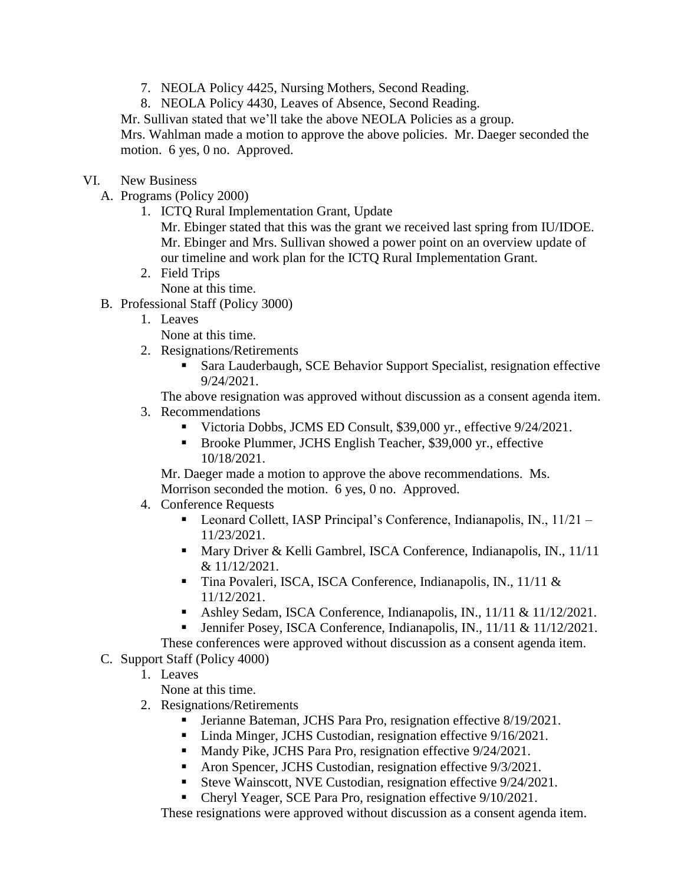7. NEOLA Policy 4425, Nursing Mothers, Second Reading.
8. NEOLA Policy 4430, Leaves of Absence, Second Reading.

Mr. Sullivan stated that we'll take the above NEOLA Policies as a group.
Mrs. Wahlman made a motion to approve the above policies. Mr. Daeger seconded the motion. 6 yes, 0 no. Approved.

VI. New Business

A. Programs (Policy 2000)

1. ICTQ Rural Implementation Grant, Update
   Mr. Ebinger stated that this was the grant we received last spring from IU/IDOE. Mr. Ebinger and Mrs. Sullivan showed a power point on an overview update of our timeline and work plan for the ICTQ Rural Implementation Grant.
2. Field Trips
   None at this time.

B. Professional Staff (Policy 3000)

1. Leaves
   None at this time.
2. Resignations/Retirements
   - Sara Lauderbaugh, SCE Behavior Support Specialist, resignation effective 9/24/2021.

   The above resignation was approved without discussion as a consent agenda item.
3. Recommendations
   - Victoria Dobbs, JCMS ED Consult, $39,000 yr., effective 9/24/2021.
   - Brooke Plummer, JCHS English Teacher, $39,000 yr., effective 10/18/2021.

   Mr. Daeger made a motion to approve the above recommendations. Ms. Morrison seconded the motion. 6 yes, 0 no. Approved.
4. Conference Requests
   - Leonard Collett, IASP Principal's Conference, Indianapolis, IN., 11/21 – 11/23/2021.
   - Mary Driver & Kelli Gambrel, ISCA Conference, Indianapolis, IN., 11/11 & 11/12/2021.
   - Tina Povaleri, ISCA, ISCA Conference, Indianapolis, IN., 11/11 & 11/12/2021.
   - Ashley Sedam, ISCA Conference, Indianapolis, IN., 11/11 & 11/12/2021.
   - Jennifer Posey, ISCA Conference, Indianapolis, IN., 11/11 & 11/12/2021.

   These conferences were approved without discussion as a consent agenda item.

C. Support Staff (Policy 4000)

1. Leaves
   None at this time.
2. Resignations/Retirements
   - Jerianne Bateman, JCHS Para Pro, resignation effective 8/19/2021.
   - Linda Minger, JCHS Custodian, resignation effective 9/16/2021.
   - Mandy Pike, JCHS Para Pro, resignation effective 9/24/2021.
   - Aron Spencer, JCHS Custodian, resignation effective 9/3/2021.
   - Steve Wainscott, NVE Custodian, resignation effective 9/24/2021.
   - Cheryl Yeager, SCE Para Pro, resignation effective 9/10/2021.

   These resignations were approved without discussion as a consent agenda item.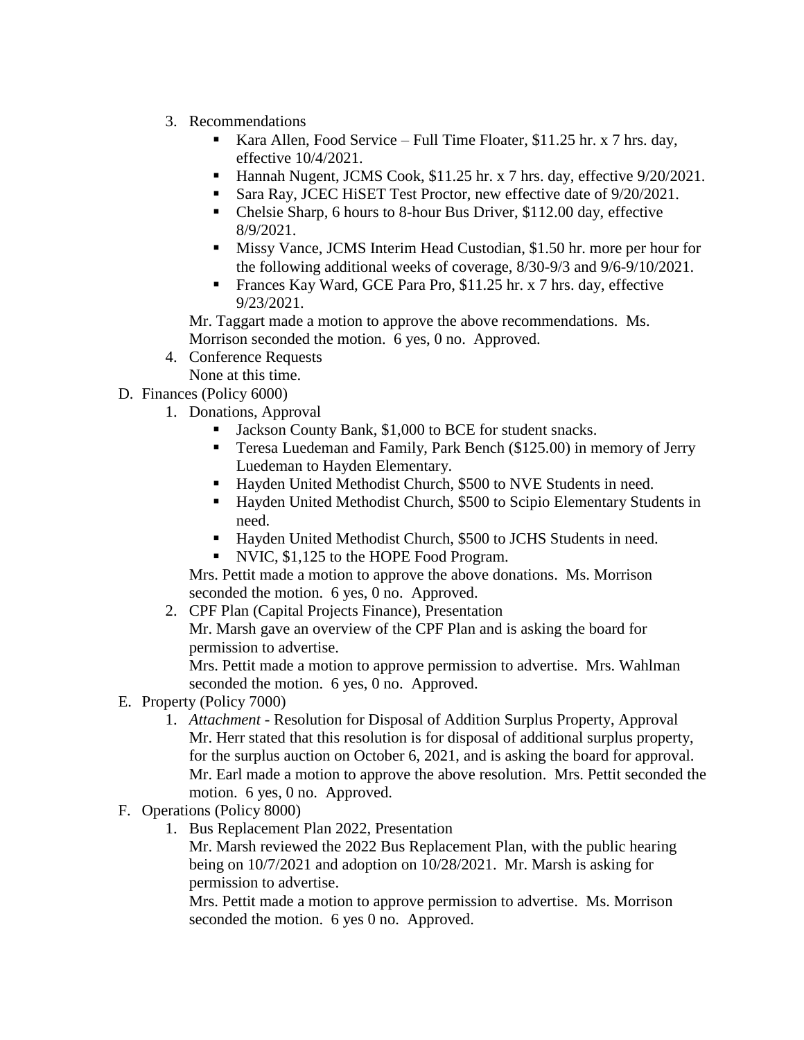3. Recommendations
   - Kara Allen, Food Service – Full Time Floater, $11.25 hr. x 7 hrs. day, effective 10/4/2021.
   - Hannah Nugent, JCMS Cook, $11.25 hr. x 7 hrs. day, effective 9/20/2021.
   - Sara Ray, JCEC HiSET Test Proctor, new effective date of 9/20/2021.
   - Chelsie Sharp, 6 hours to 8-hour Bus Driver, $112.00 day, effective 8/9/2021.
   - Missy Vance, JCMS Interim Head Custodian, $1.50 hr. more per hour for the following additional weeks of coverage, 8/30-9/3 and 9/6-9/10/2021.
   - Frances Kay Ward, GCE Para Pro, $11.25 hr. x 7 hrs. day, effective 9/23/2021.

   Mr. Taggart made a motion to approve the above recommendations. Ms. Morrison seconded the motion. 6 yes, 0 no. Approved.
4. Conference Requests
   None at this time.

D. Finances (Policy 6000)
1. Donations, Approval
   - Jackson County Bank, $1,000 to BCE for student snacks.
   - Teresa Luedeman and Family, Park Bench ($125.00) in memory of Jerry Luedeman to Hayden Elementary.
   - Hayden United Methodist Church, $500 to NVE Students in need.
   - Hayden United Methodist Church, $500 to Scipio Elementary Students in need.
   - Hayden United Methodist Church, $500 to JCHS Students in need.
   - NVIC, $1,125 to the HOPE Food Program.

   Mrs. Pettit made a motion to approve the above donations. Ms. Morrison seconded the motion. 6 yes, 0 no. Approved.
2. CPF Plan (Capital Projects Finance), Presentation
   Mr. Marsh gave an overview of the CPF Plan and is asking the board for permission to advertise.
   Mrs. Pettit made a motion to approve permission to advertise. Mrs. Wahlman seconded the motion. 6 yes, 0 no. Approved.

E. Property (Policy 7000)
1. *Attachment* - Resolution for Disposal of Addition Surplus Property, Approval
   Mr. Herr stated that this resolution is for disposal of additional surplus property, for the surplus auction on October 6, 2021, and is asking the board for approval.
   Mr. Earl made a motion to approve the above resolution. Mrs. Pettit seconded the motion. 6 yes, 0 no. Approved.

F. Operations (Policy 8000)
1. Bus Replacement Plan 2022, Presentation
   Mr. Marsh reviewed the 2022 Bus Replacement Plan, with the public hearing being on 10/7/2021 and adoption on 10/28/2021. Mr. Marsh is asking for permission to advertise.
   Mrs. Pettit made a motion to approve permission to advertise. Ms. Morrison seconded the motion. 6 yes 0 no. Approved.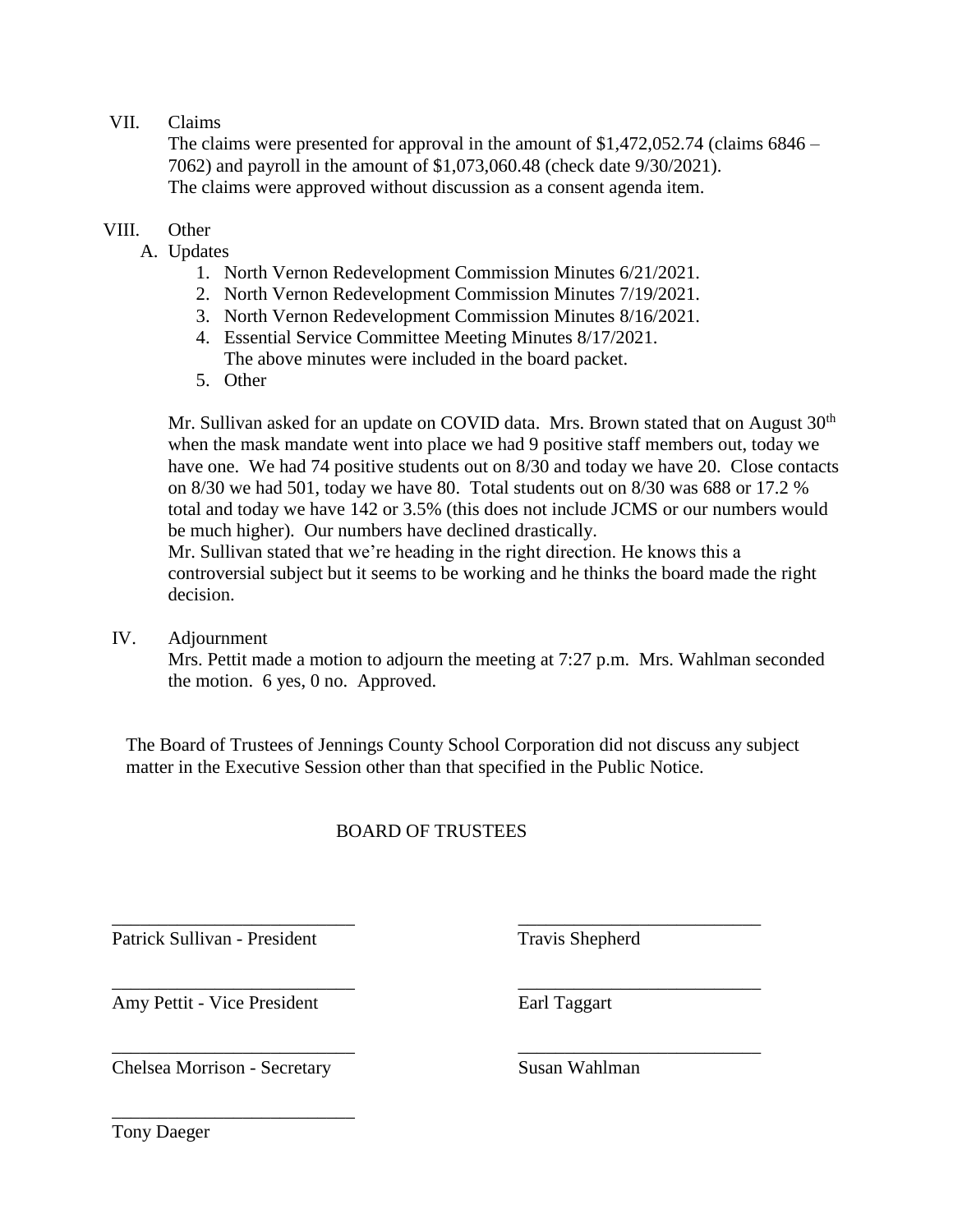VII. Claims

The claims were presented for approval in the amount of $1,472,052.74 (claims 6846 – 7062) and payroll in the amount of $1,073,060.48 (check date 9/30/2021). The claims were approved without discussion as a consent agenda item.

VIII. Other

A. Updates

1. North Vernon Redevelopment Commission Minutes 6/21/2021.
2. North Vernon Redevelopment Commission Minutes 7/19/2021.
3. North Vernon Redevelopment Commission Minutes 8/16/2021.
4. Essential Service Committee Meeting Minutes 8/17/2021.
   The above minutes were included in the board packet.
5. Other

Mr. Sullivan asked for an update on COVID data. Mrs. Brown stated that on August 30th when the mask mandate went into place we had 9 positive staff members out, today we have one. We had 74 positive students out on 8/30 and today we have 20. Close contacts on 8/30 we had 501, today we have 80. Total students out on 8/30 was 688 or 17.2 % total and today we have 142 or 3.5% (this does not include JCMS or our numbers would be much higher). Our numbers have declined drastically.
Mr. Sullivan stated that we're heading in the right direction. He knows this a controversial subject but it seems to be working and he thinks the board made the right decision.

IV. Adjournment

Mrs. Pettit made a motion to adjourn the meeting at 7:27 p.m. Mrs. Wahlman seconded the motion. 6 yes, 0 no. Approved.

The Board of Trustees of Jennings County School Corporation did not discuss any subject matter in the Executive Session other than that specified in the Public Notice.

BOARD OF TRUSTEES

___________________________
Patrick Sullivan - President

___________________________
Travis Shepherd

___________________________
Amy Pettit - Vice President

___________________________
Earl Taggart

___________________________
Chelsea Morrison - Secretary

___________________________
Susan Wahlman

___________________________
Tony Daeger